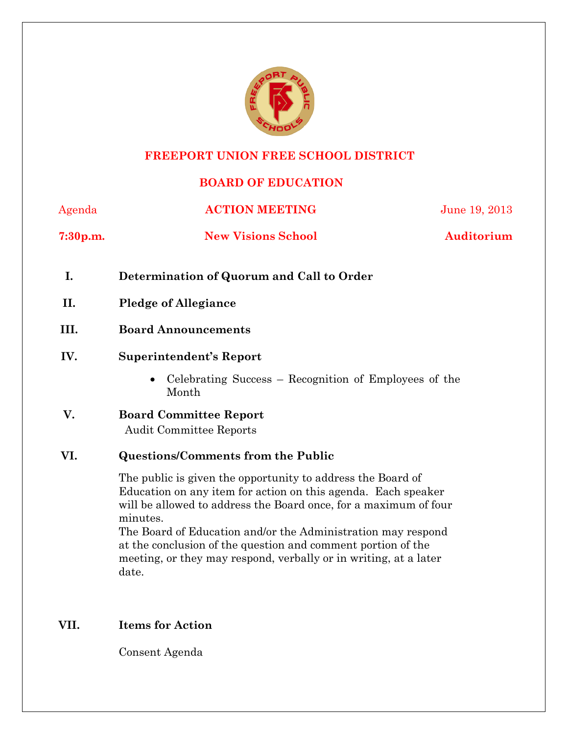# FREEPORT UNION FREE SCHOOL DISTRICT

## BOARD OF EDUCATION

Agenda | **ACTION MEETING** | June 19, 2013

**7:30p.m.** | **New Visions School** | **Auditorium**

**I. Determination of Quorum and Call to Order**

**II. Pledge of Allegiance**

**III. Board Announcements**

**IV. Superintendent's Report**

- Celebrating Success – Recognition of Employees of the Month

**V. Board Committee Report**

Audit Committee Reports

**VI. Questions/Comments from the Public**

The public is given the opportunity to address the Board of Education on any item for action on this agenda. Each speaker will be allowed to address the Board once, for a maximum of four minutes.
The Board of Education and/or the Administration may respond at the conclusion of the question and comment portion of the meeting, or they may respond, verbally or in writing, at a later date.

**VII. Items for Action**

Consent Agenda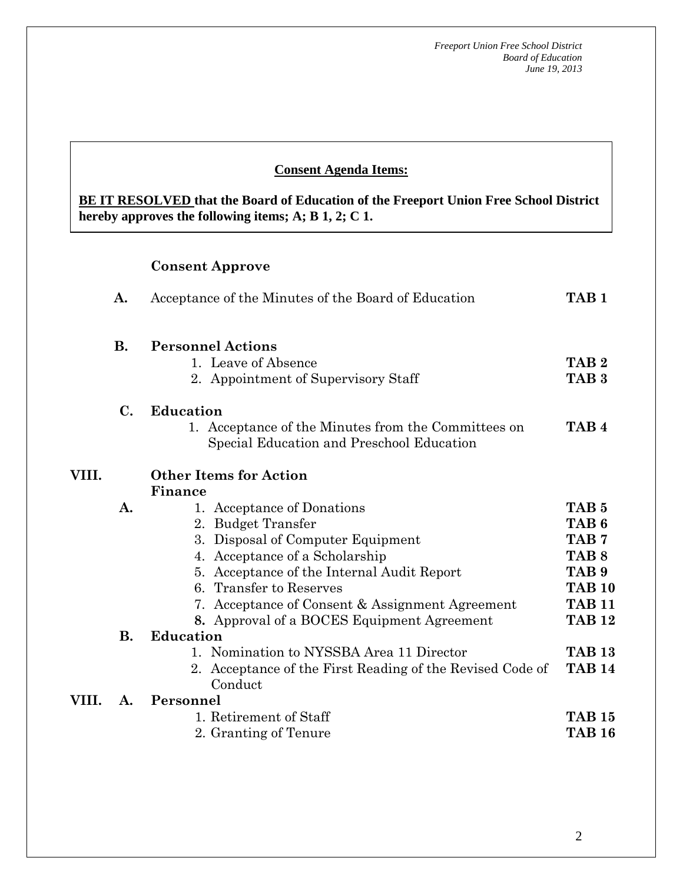**Consent Agenda Items:**

**BE IT RESOLVED that the Board of Education of the Freeport Union Free School District hereby approves the following items; A; B 1, 2; C 1.**

**Consent Approve**

**A.** Acceptance of the Minutes of the Board of Education **TAB 1**

**B. Personnel Actions**

1. Leave of Absence **TAB 2**
2. Appointment of Supervisory Staff **TAB 3**

**C. Education**

1. Acceptance of the Minutes from the Committees on Special Education and Preschool Education **TAB 4**

**VIII. Other Items for Action**

**Finance**

**A.**

1. Acceptance of Donations **TAB 5**
2. Budget Transfer **TAB 6**
3. Disposal of Computer Equipment **TAB 7**
4. Acceptance of a Scholarship **TAB 8**
5. Acceptance of the Internal Audit Report **TAB 9**
6. Transfer to Reserves **TAB 10**
7. Acceptance of Consent & Assignment Agreement **TAB 11**
8. Approval of a BOCES Equipment Agreement **TAB 12**

**B. Education**

1. Nomination to NYSSBA Area 11 Director **TAB 13**
2. Acceptance of the First Reading of the Revised Code of Conduct **TAB 14**

**VIII. A. Personnel**

1. Retirement of Staff **TAB 15**
2. Granting of Tenure **TAB 16**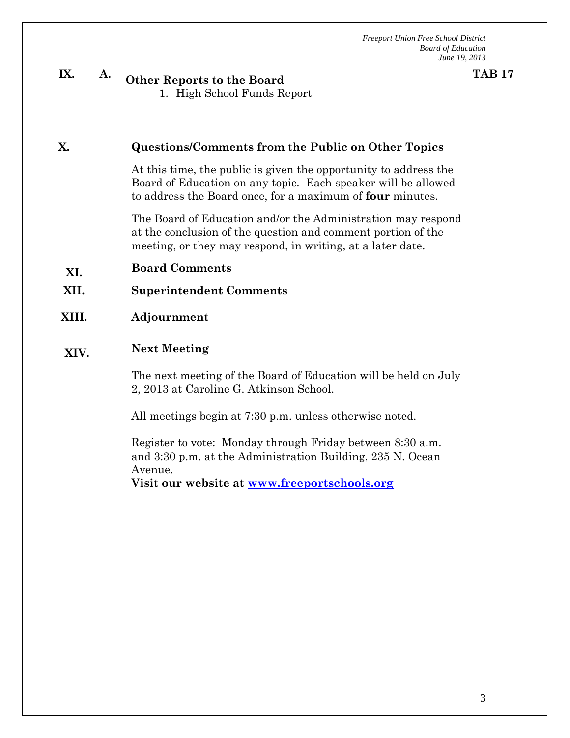**IX. A. Other Reports to the Board** **TAB 17**

1. High School Funds Report

## X. Questions/Comments from the Public on Other Topics

At this time, the public is given the opportunity to address the Board of Education on any topic. Each speaker will be allowed to address the Board once, for a maximum of **four** minutes.

The Board of Education and/or the Administration may respond at the conclusion of the question and comment portion of the meeting, or they may respond, in writing, at a later date.

## XI. Board Comments

## XII. Superintendent Comments

## XIII. Adjournment

## XIV. Next Meeting

The next meeting of the Board of Education will be held on July 2, 2013 at Caroline G. Atkinson School.

All meetings begin at 7:30 p.m. unless otherwise noted.

Register to vote: Monday through Friday between 8:30 a.m. and 3:30 p.m. at the Administration Building, 235 N. Ocean Avenue.

**Visit our website at [www.freeportschools.org](http://www.freeportschools.org)**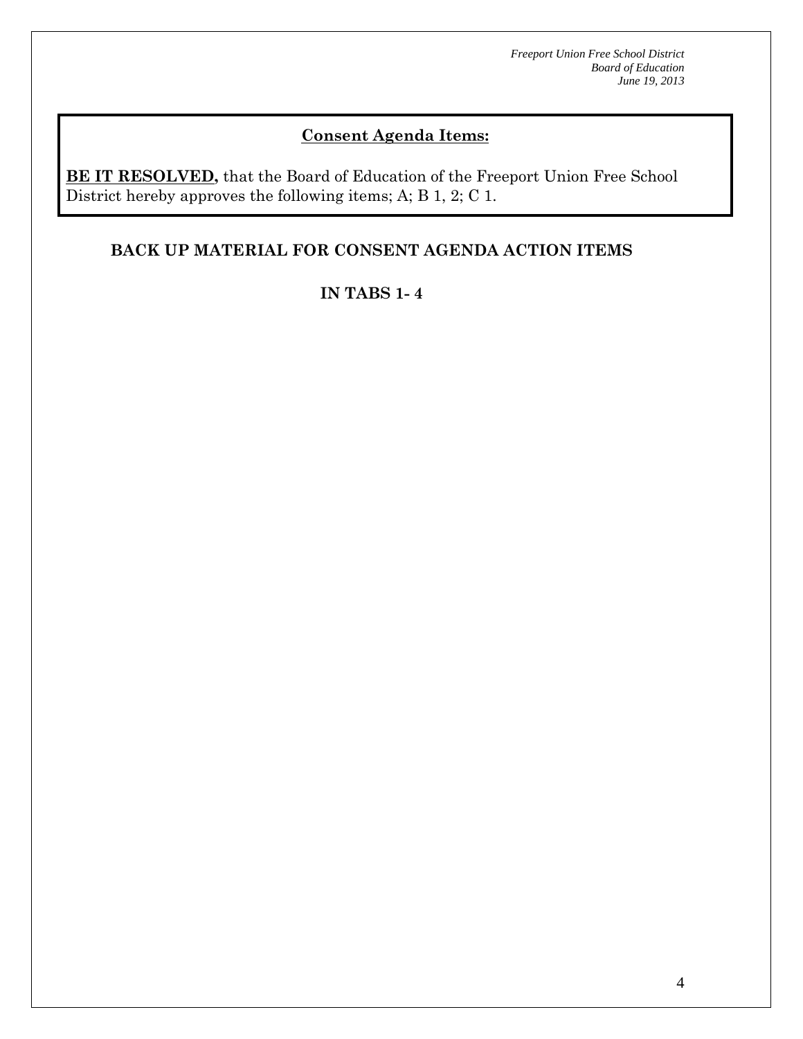**Consent Agenda Items:**

**BE IT RESOLVED,** that the Board of Education of the Freeport Union Free School District hereby approves the following items; A; B 1, 2; C 1.

**BACK UP MATERIAL FOR CONSENT AGENDA ACTION ITEMS**

**IN TABS 1- 4**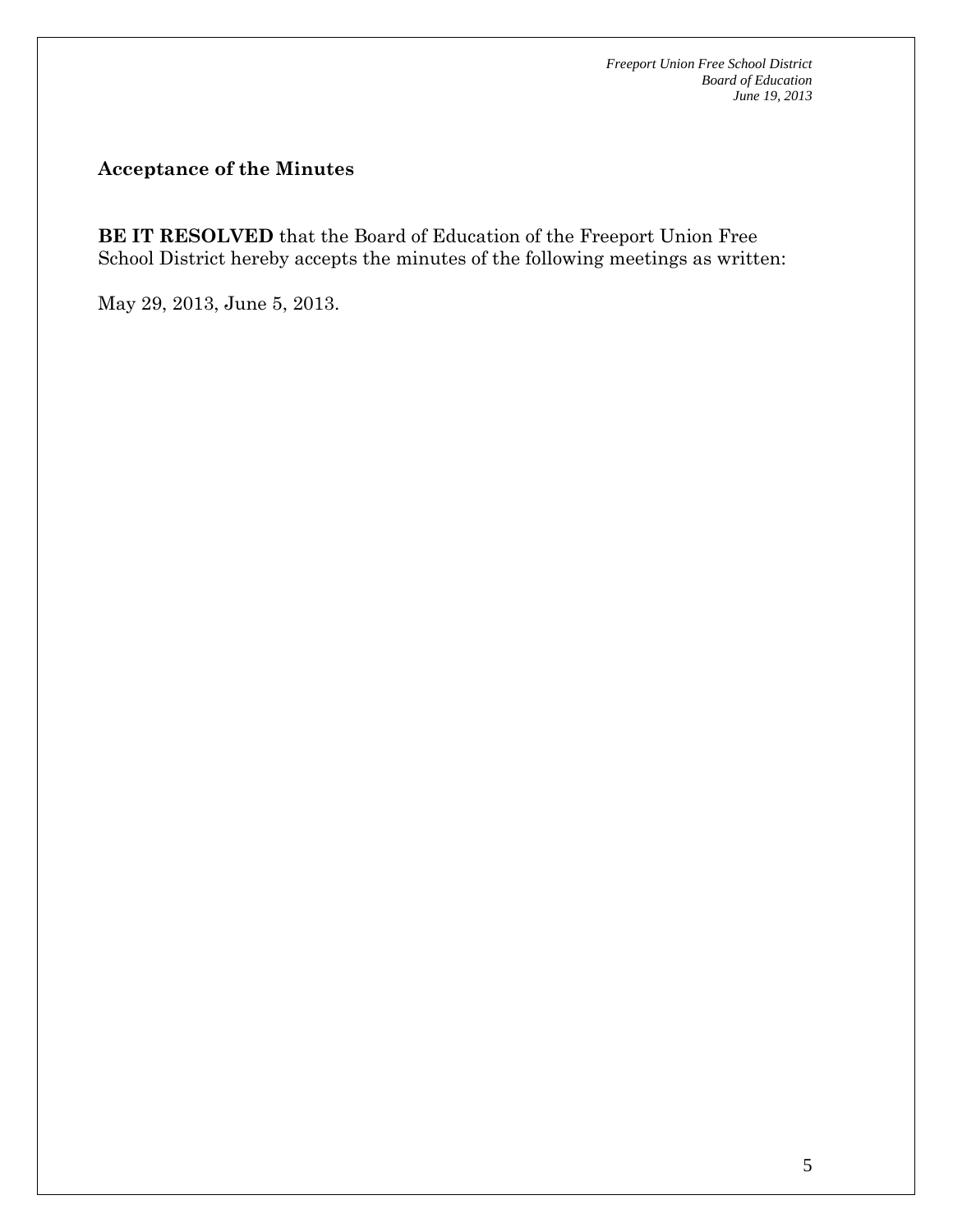## Acceptance of the Minutes

**BE IT RESOLVED** that the Board of Education of the Freeport Union Free School District hereby accepts the minutes of the following meetings as written:

May 29, 2013, June 5, 2013.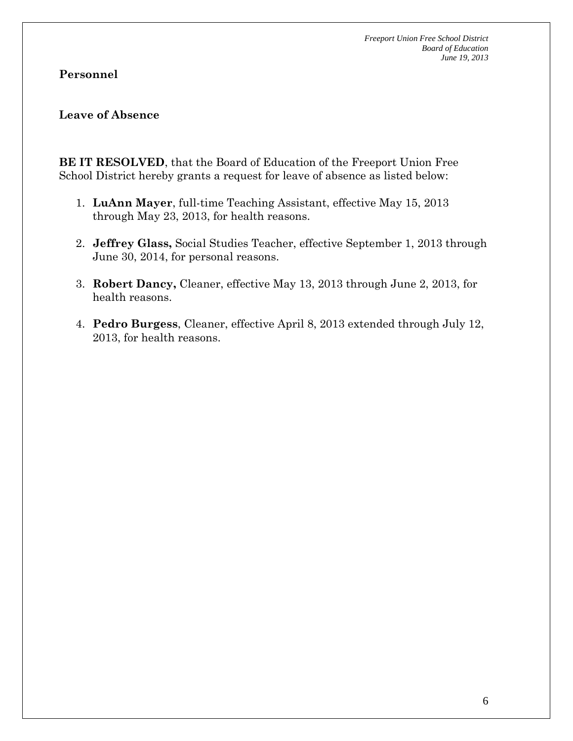## Personnel

### Leave of Absence

**BE IT RESOLVED**, that the Board of Education of the Freeport Union Free School District hereby grants a request for leave of absence as listed below:

1. **LuAnn Mayer**, full-time Teaching Assistant, effective May 15, 2013 through May 23, 2013, for health reasons.
2. **Jeffrey Glass,** Social Studies Teacher, effective September 1, 2013 through June 30, 2014, for personal reasons.
3. **Robert Dancy,** Cleaner, effective May 13, 2013 through June 2, 2013, for health reasons.
4. **Pedro Burgess**, Cleaner, effective April 8, 2013 extended through July 12, 2013, for health reasons.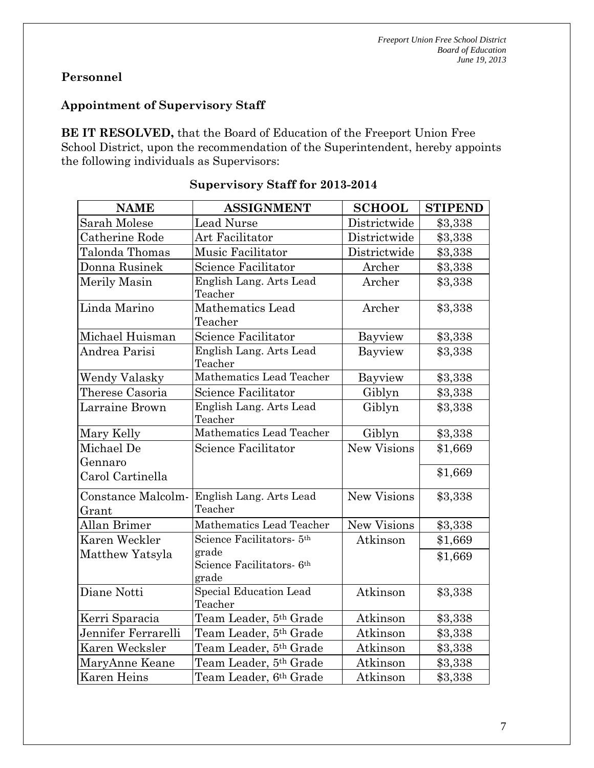## Personnel

### Appointment of Supervisory Staff

**BE IT RESOLVED,** that the Board of Education of the Freeport Union Free School District, upon the recommendation of the Superintendent, hereby appoints the following individuals as Supervisors:

**Supervisory Staff for 2013-2014**

| NAME | ASSIGNMENT | SCHOOL | STIPEND |
|---|---|---|---|
| Sarah Molese | Lead Nurse | Districtwide | \$3,338 |
| Catherine Rode | Art Facilitator | Districtwide | \$3,338 |
| Talonda Thomas | Music Facilitator | Districtwide | \$3,338 |
| Donna Rusinek | Science Facilitator | Archer | \$3,338 |
| Merily Masin | English Lang. Arts Lead Teacher | Archer | \$3,338 |
| Linda Marino | Mathematics Lead Teacher | Archer | \$3,338 |
| Michael Huisman | Science Facilitator | Bayview | \$3,338 |
| Andrea Parisi | English Lang. Arts Lead Teacher | Bayview | \$3,338 |
| Wendy Valasky | Mathematics Lead Teacher | Bayview | \$3,338 |
| Therese Casoria | Science Facilitator | Giblyn | \$3,338 |
| Larraine Brown | English Lang. Arts Lead Teacher | Giblyn | \$3,338 |
| Mary Kelly | Mathematics Lead Teacher | Giblyn | \$3,338 |
| Michael De Gennaro<br>Carol Cartinella | Science Facilitator | New Visions | \$1,669<br>\$1,669 |
| Constance Malcolm-Grant | English Lang. Arts Lead Teacher | New Visions | \$3,338 |
| Allan Brimer | Mathematics Lead Teacher | New Visions | \$3,338 |
| Karen Weckler<br>Matthew Yatsyla | Science Facilitators- 5th grade<br>Science Facilitators- 6th grade | Atkinson | \$1,669<br>\$1,669 |
| Diane Notti | Special Education Lead Teacher | Atkinson | \$3,338 |
| Kerri Sparacia | Team Leader, 5th Grade | Atkinson | \$3,338 |
| Jennifer Ferrarelli | Team Leader, 5th Grade | Atkinson | \$3,338 |
| Karen Wecksler | Team Leader, 5th Grade | Atkinson | \$3,338 |
| MaryAnne Keane | Team Leader, 5th Grade | Atkinson | \$3,338 |
| Karen Heins | Team Leader, 6th Grade | Atkinson | \$3,338 |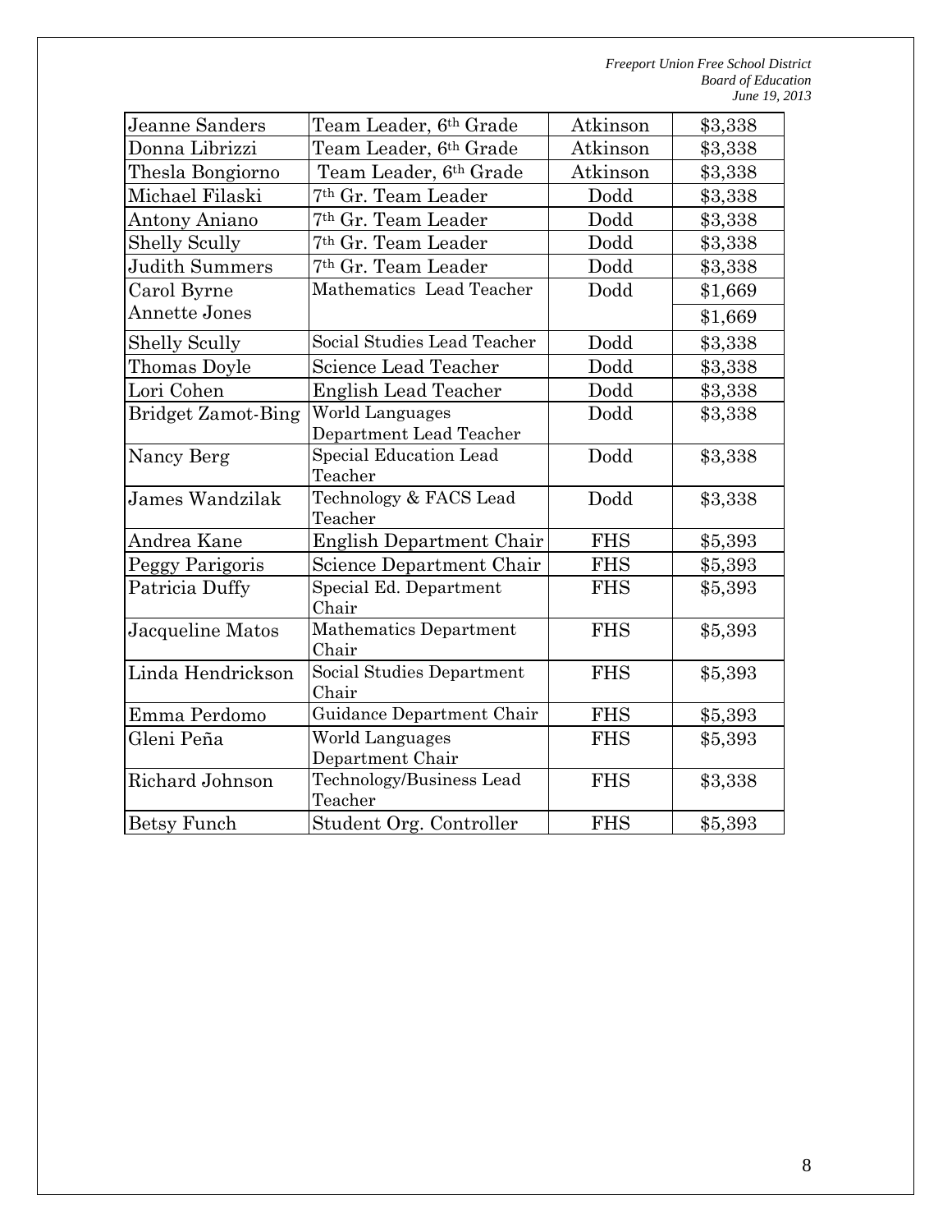| Jeanne Sanders | Team Leader, 6th Grade | Atkinson | \$3,338 |
|---|---|---|---|
| Donna Librizzi | Team Leader, 6th Grade | Atkinson | \$3,338 |
| Thesla Bongiorno | Team Leader, 6th Grade | Atkinson | \$3,338 |
| Michael Filaski | 7th Gr. Team Leader | Dodd | \$3,338 |
| Antony Aniano | 7th Gr. Team Leader | Dodd | \$3,338 |
| Shelly Scully | 7th Gr. Team Leader | Dodd | \$3,338 |
| Judith Summers | 7th Gr. Team Leader | Dodd | \$3,338 |
| Carol Byrne | Mathematics Lead Teacher | Dodd | \$1,669 |
| Annette Jones | | | \$1,669 |
| Shelly Scully | Social Studies Lead Teacher | Dodd | \$3,338 |
| Thomas Doyle | Science Lead Teacher | Dodd | \$3,338 |
| Lori Cohen | English Lead Teacher | Dodd | \$3,338 |
| Bridget Zamot-Bing | World Languages Department Lead Teacher | Dodd | \$3,338 |
| Nancy Berg | Special Education Lead Teacher | Dodd | \$3,338 |
| James Wandzilak | Technology & FACS Lead Teacher | Dodd | \$3,338 |
| Andrea Kane | English Department Chair | FHS | \$5,393 |
| Peggy Parigoris | Science Department Chair | FHS | \$5,393 |
| Patricia Duffy | Special Ed. Department Chair | FHS | \$5,393 |
| Jacqueline Matos | Mathematics Department Chair | FHS | \$5,393 |
| Linda Hendrickson | Social Studies Department Chair | FHS | \$5,393 |
| Emma Perdomo | Guidance Department Chair | FHS | \$5,393 |
| Gleni Peña | World Languages Department Chair | FHS | \$5,393 |
| Richard Johnson | Technology/Business Lead Teacher | FHS | \$3,338 |
| Betsy Funch | Student Org. Controller | FHS | \$5,393 |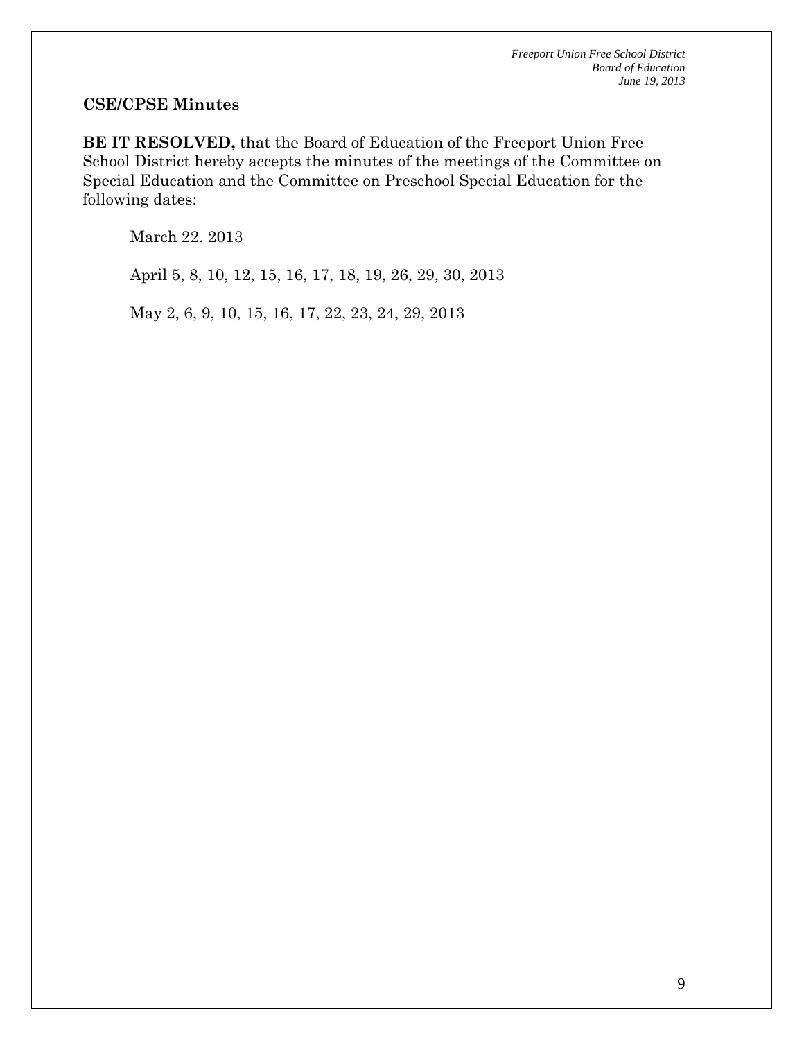**CSE/CPSE Minutes**

**BE IT RESOLVED,** that the Board of Education of the Freeport Union Free School District hereby accepts the minutes of the meetings of the Committee on Special Education and the Committee on Preschool Special Education for the following dates:

March 22. 2013

April 5, 8, 10, 12, 15, 16, 17, 18, 19, 26, 29, 30, 2013

May 2, 6, 9, 10, 15, 16, 17, 22, 23, 24, 29, 2013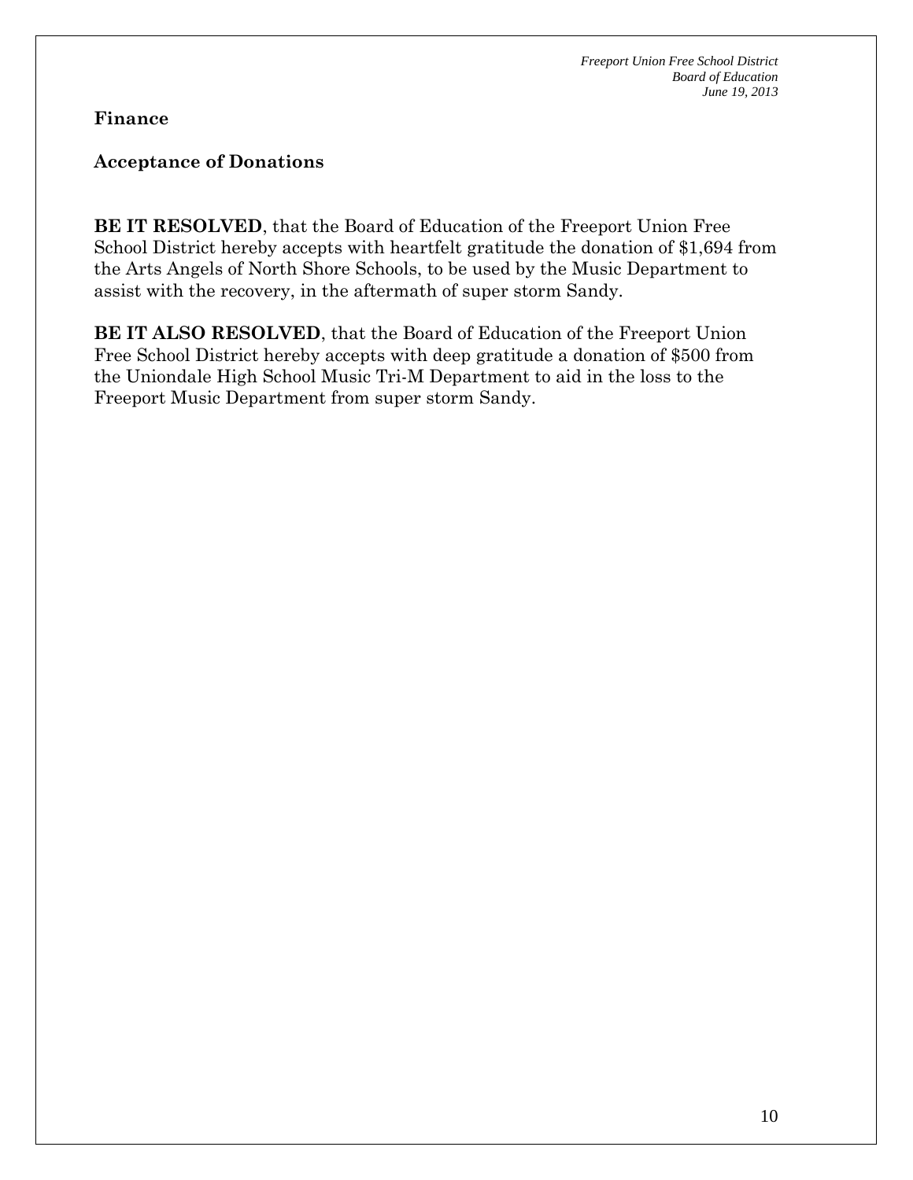## Finance

### Acceptance of Donations

**BE IT RESOLVED**, that the Board of Education of the Freeport Union Free School District hereby accepts with heartfelt gratitude the donation of $1,694 from the Arts Angels of North Shore Schools, to be used by the Music Department to assist with the recovery, in the aftermath of super storm Sandy.

**BE IT ALSO RESOLVED**, that the Board of Education of the Freeport Union Free School District hereby accepts with deep gratitude a donation of $500 from the Uniondale High School Music Tri-M Department to aid in the loss to the Freeport Music Department from super storm Sandy.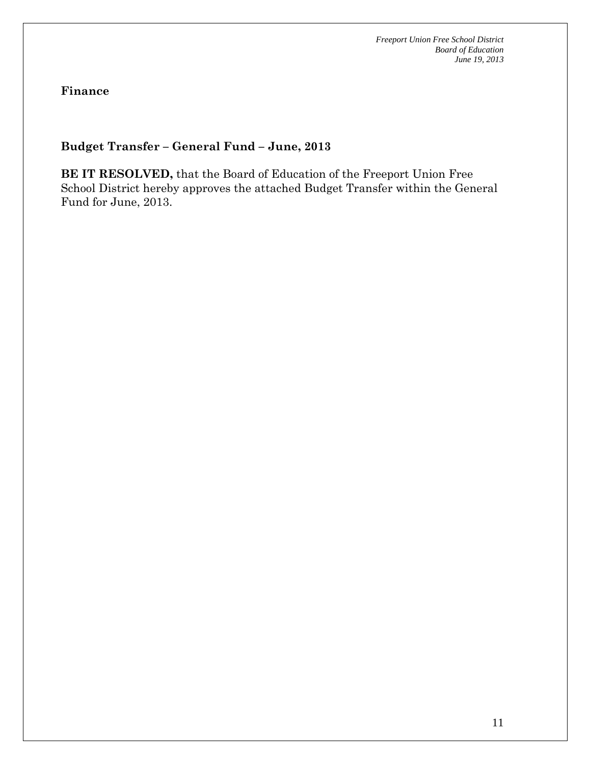## Finance

### Budget Transfer – General Fund – June, 2013

**BE IT RESOLVED,** that the Board of Education of the Freeport Union Free School District hereby approves the attached Budget Transfer within the General Fund for June, 2013.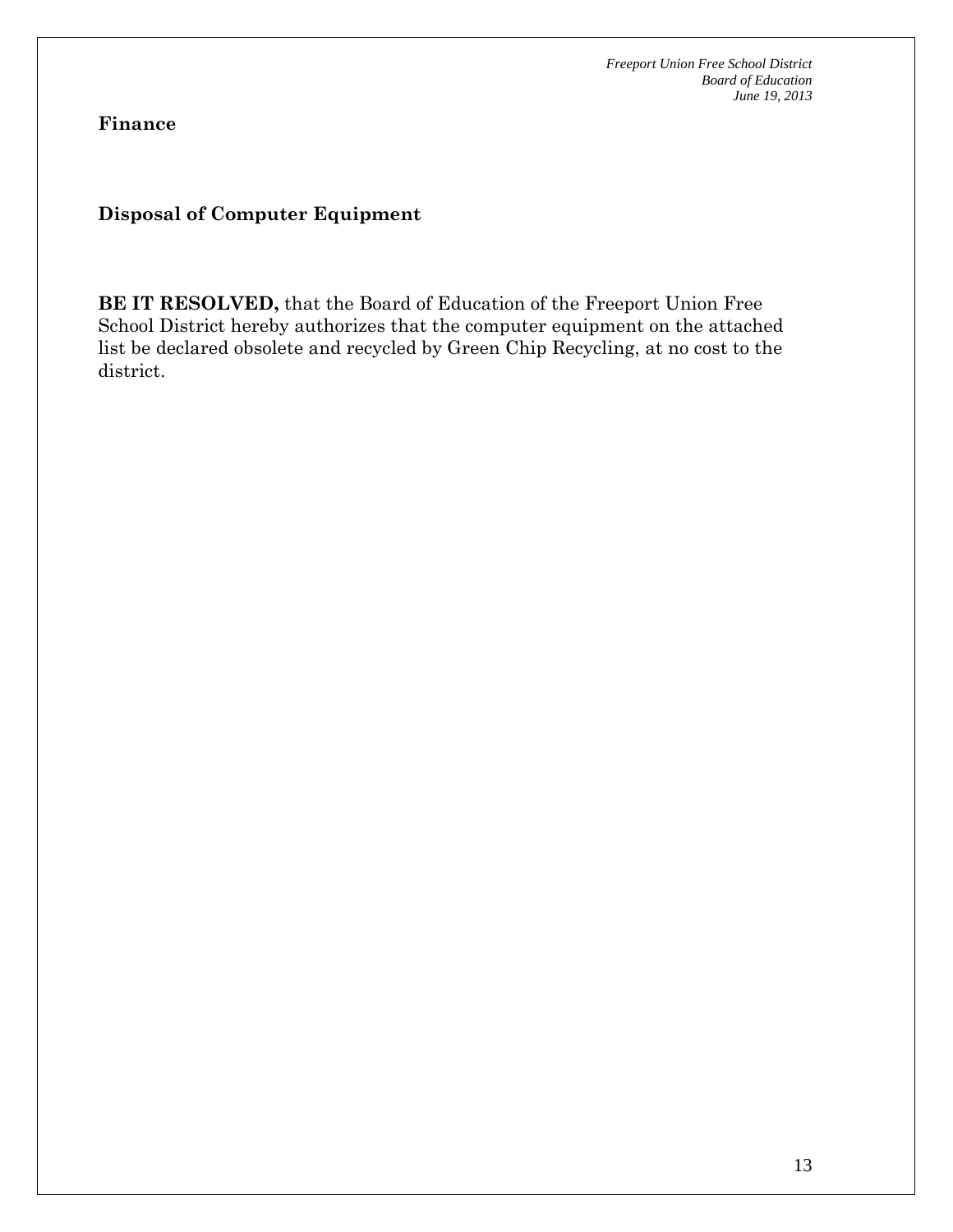**Finance**

**Disposal of Computer Equipment**

**BE IT RESOLVED,** that the Board of Education of the Freeport Union Free School District hereby authorizes that the computer equipment on the attached list be declared obsolete and recycled by Green Chip Recycling, at no cost to the district.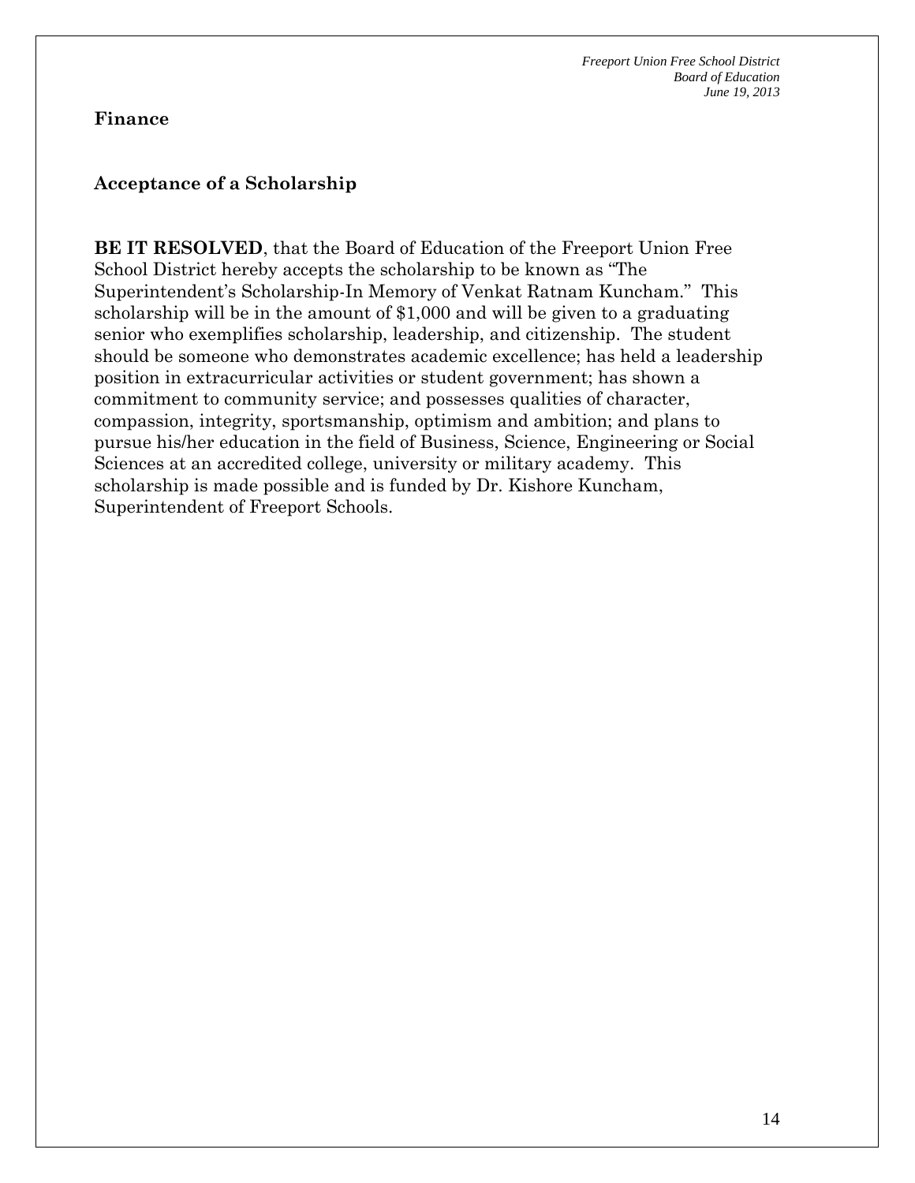**Finance**

**Acceptance of a Scholarship**

**BE IT RESOLVED**, that the Board of Education of the Freeport Union Free School District hereby accepts the scholarship to be known as "The Superintendent's Scholarship-In Memory of Venkat Ratnam Kuncham." This scholarship will be in the amount of $1,000 and will be given to a graduating senior who exemplifies scholarship, leadership, and citizenship. The student should be someone who demonstrates academic excellence; has held a leadership position in extracurricular activities or student government; has shown a commitment to community service; and possesses qualities of character, compassion, integrity, sportsmanship, optimism and ambition; and plans to pursue his/her education in the field of Business, Science, Engineering or Social Sciences at an accredited college, university or military academy. This scholarship is made possible and is funded by Dr. Kishore Kuncham, Superintendent of Freeport Schools.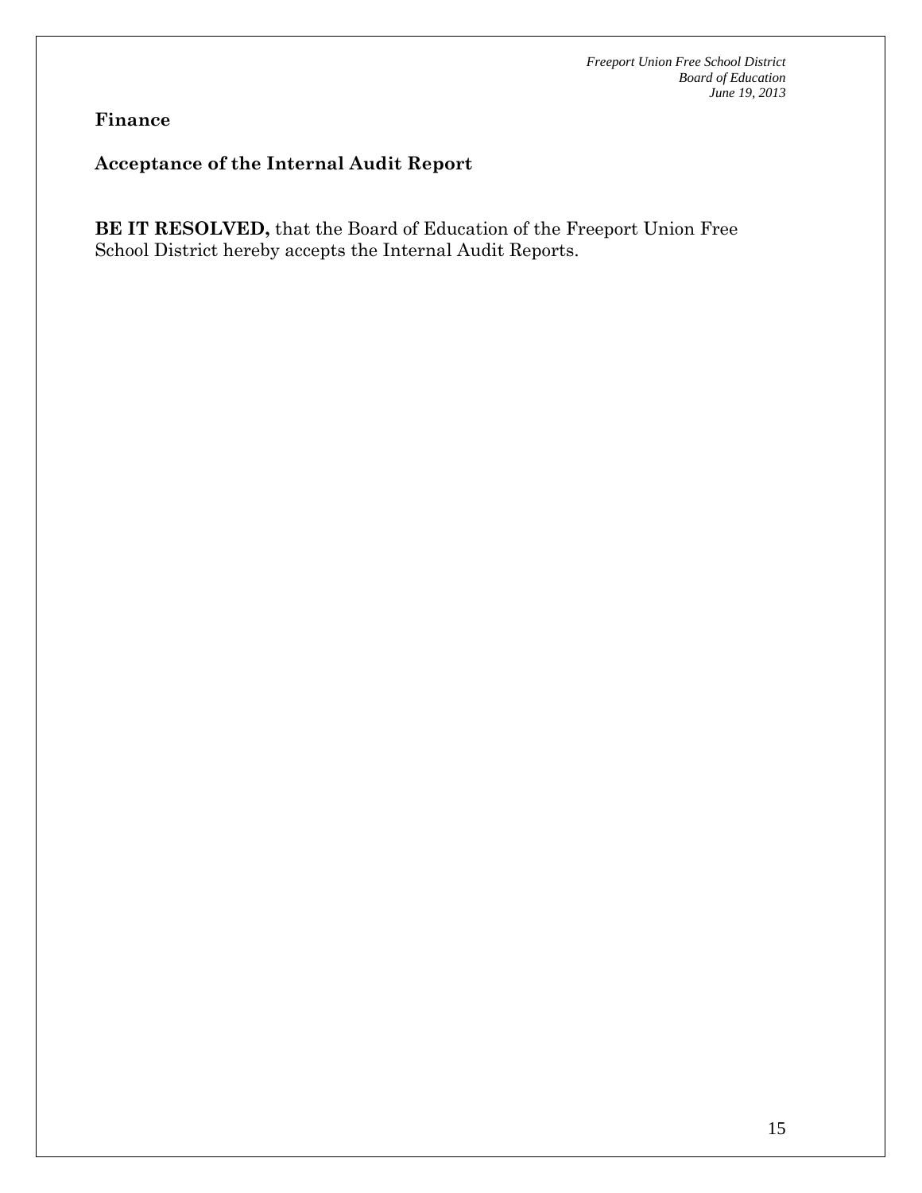**Finance**

**Acceptance of the Internal Audit Report**

**BE IT RESOLVED,** that the Board of Education of the Freeport Union Free School District hereby accepts the Internal Audit Reports.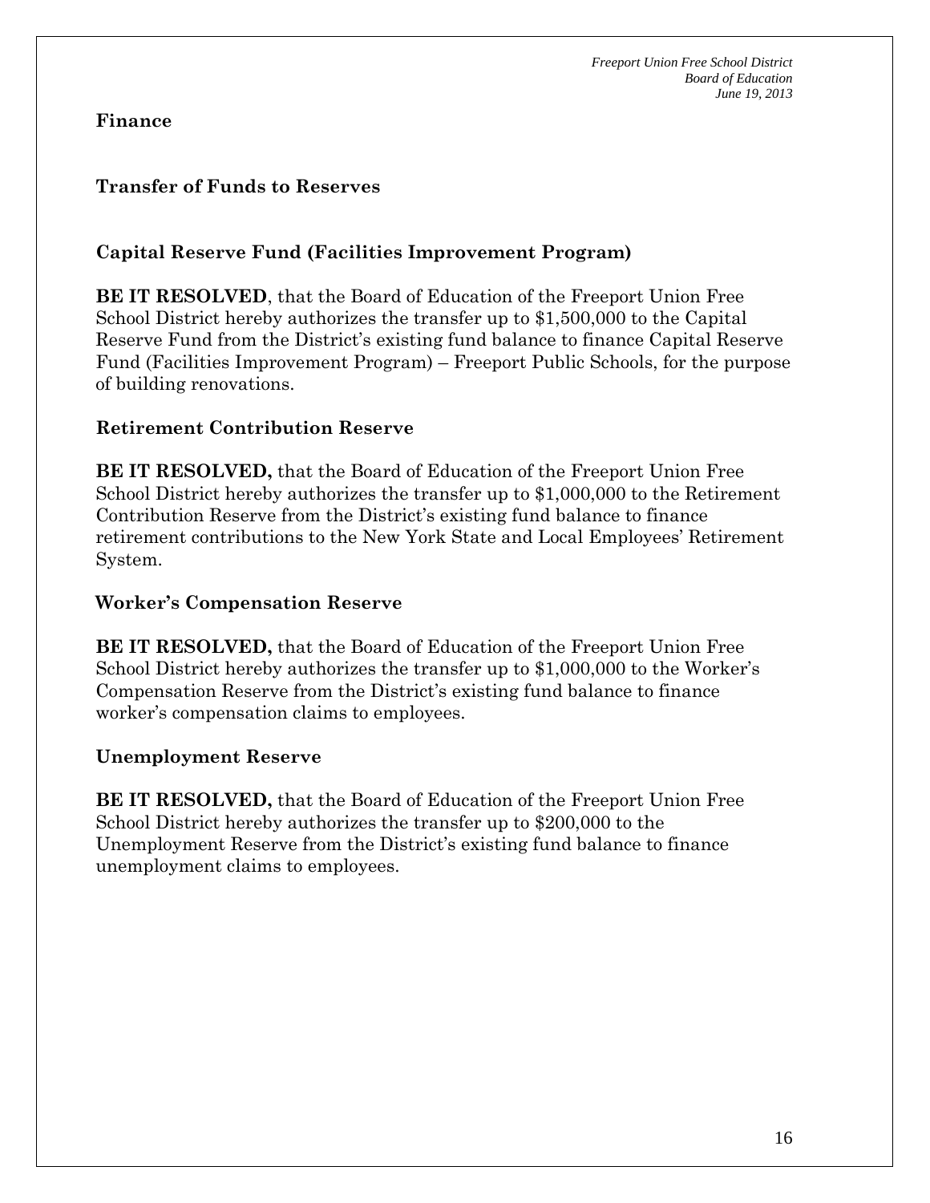## Finance

### Transfer of Funds to Reserves

### Capital Reserve Fund (Facilities Improvement Program)

**BE IT RESOLVED**, that the Board of Education of the Freeport Union Free School District hereby authorizes the transfer up to $1,500,000 to the Capital Reserve Fund from the District's existing fund balance to finance Capital Reserve Fund (Facilities Improvement Program) – Freeport Public Schools, for the purpose of building renovations.

### Retirement Contribution Reserve

**BE IT RESOLVED,** that the Board of Education of the Freeport Union Free School District hereby authorizes the transfer up to $1,000,000 to the Retirement Contribution Reserve from the District's existing fund balance to finance retirement contributions to the New York State and Local Employees' Retirement System.

### Worker's Compensation Reserve

**BE IT RESOLVED,** that the Board of Education of the Freeport Union Free School District hereby authorizes the transfer up to $1,000,000 to the Worker's Compensation Reserve from the District's existing fund balance to finance worker's compensation claims to employees.

### Unemployment Reserve

**BE IT RESOLVED,** that the Board of Education of the Freeport Union Free School District hereby authorizes the transfer up to $200,000 to the Unemployment Reserve from the District's existing fund balance to finance unemployment claims to employees.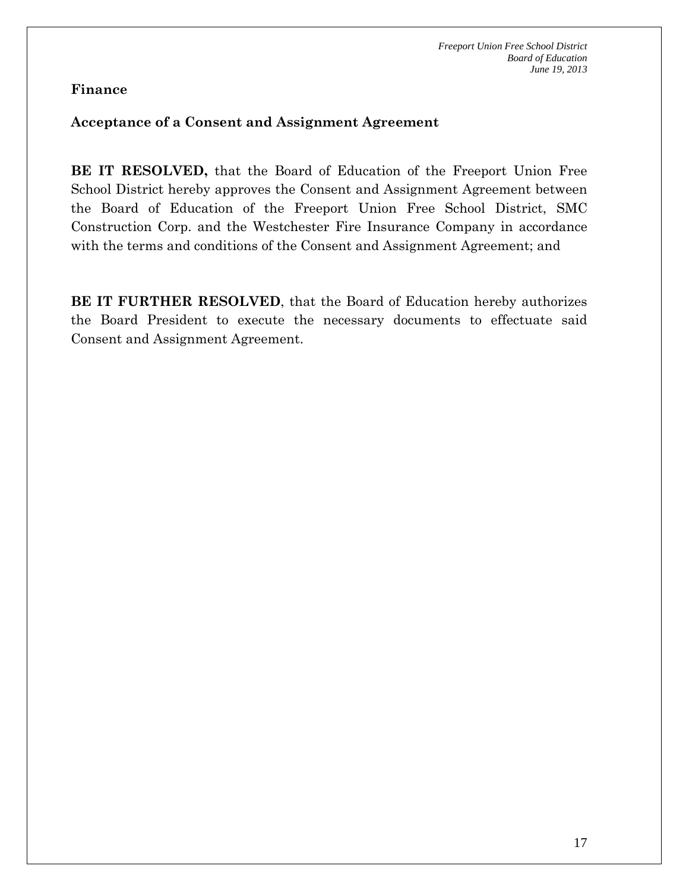**Finance**

**Acceptance of a Consent and Assignment Agreement**

**BE IT RESOLVED,** that the Board of Education of the Freeport Union Free School District hereby approves the Consent and Assignment Agreement between the Board of Education of the Freeport Union Free School District, SMC Construction Corp. and the Westchester Fire Insurance Company in accordance with the terms and conditions of the Consent and Assignment Agreement; and

**BE IT FURTHER RESOLVED**, that the Board of Education hereby authorizes the Board President to execute the necessary documents to effectuate said Consent and Assignment Agreement.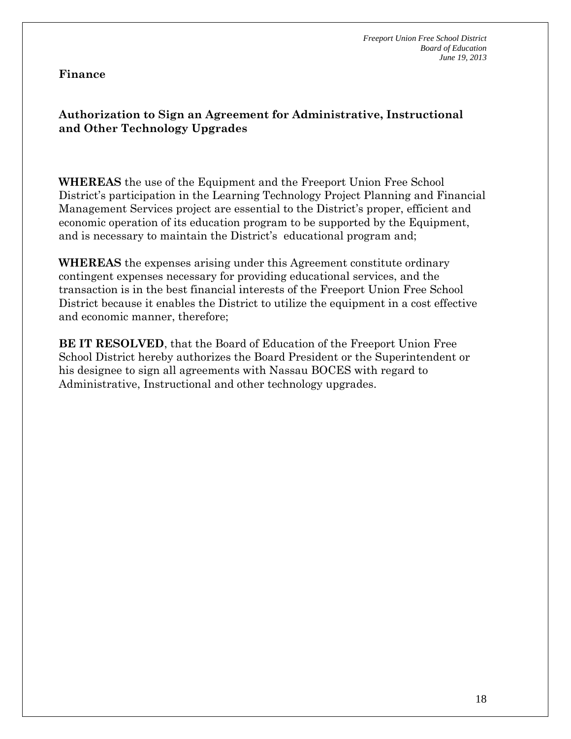**Finance**

## Authorization to Sign an Agreement for Administrative, Instructional and Other Technology Upgrades

**WHEREAS** the use of the Equipment and the Freeport Union Free School District's participation in the Learning Technology Project Planning and Financial Management Services project are essential to the District's proper, efficient and economic operation of its education program to be supported by the Equipment, and is necessary to maintain the District's educational program and;

**WHEREAS** the expenses arising under this Agreement constitute ordinary contingent expenses necessary for providing educational services, and the transaction is in the best financial interests of the Freeport Union Free School District because it enables the District to utilize the equipment in a cost effective and economic manner, therefore;

**BE IT RESOLVED**, that the Board of Education of the Freeport Union Free School District hereby authorizes the Board President or the Superintendent or his designee to sign all agreements with Nassau BOCES with regard to Administrative, Instructional and other technology upgrades.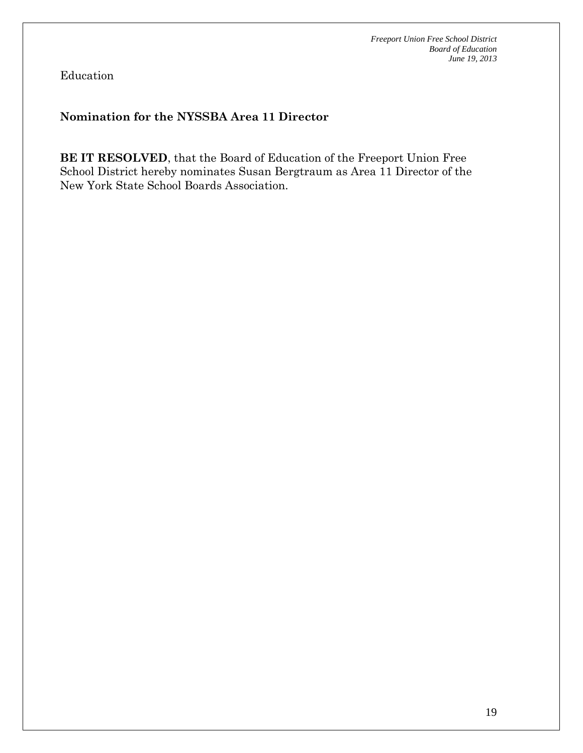Education

## Nomination for the NYSSBA Area 11 Director

**BE IT RESOLVED**, that the Board of Education of the Freeport Union Free School District hereby nominates Susan Bergtraum as Area 11 Director of the New York State School Boards Association.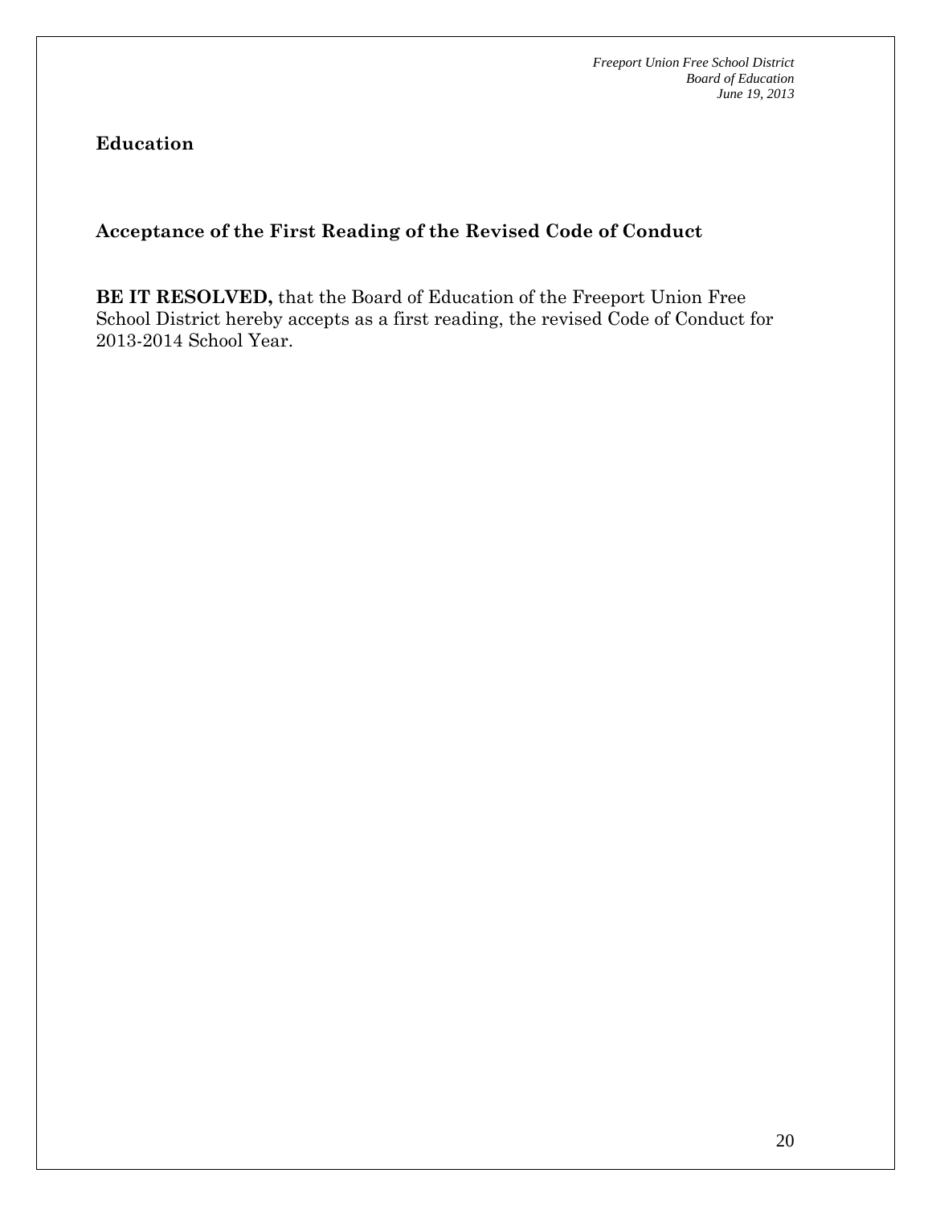## Education

### Acceptance of the First Reading of the Revised Code of Conduct

**BE IT RESOLVED,** that the Board of Education of the Freeport Union Free School District hereby accepts as a first reading, the revised Code of Conduct for 2013-2014 School Year.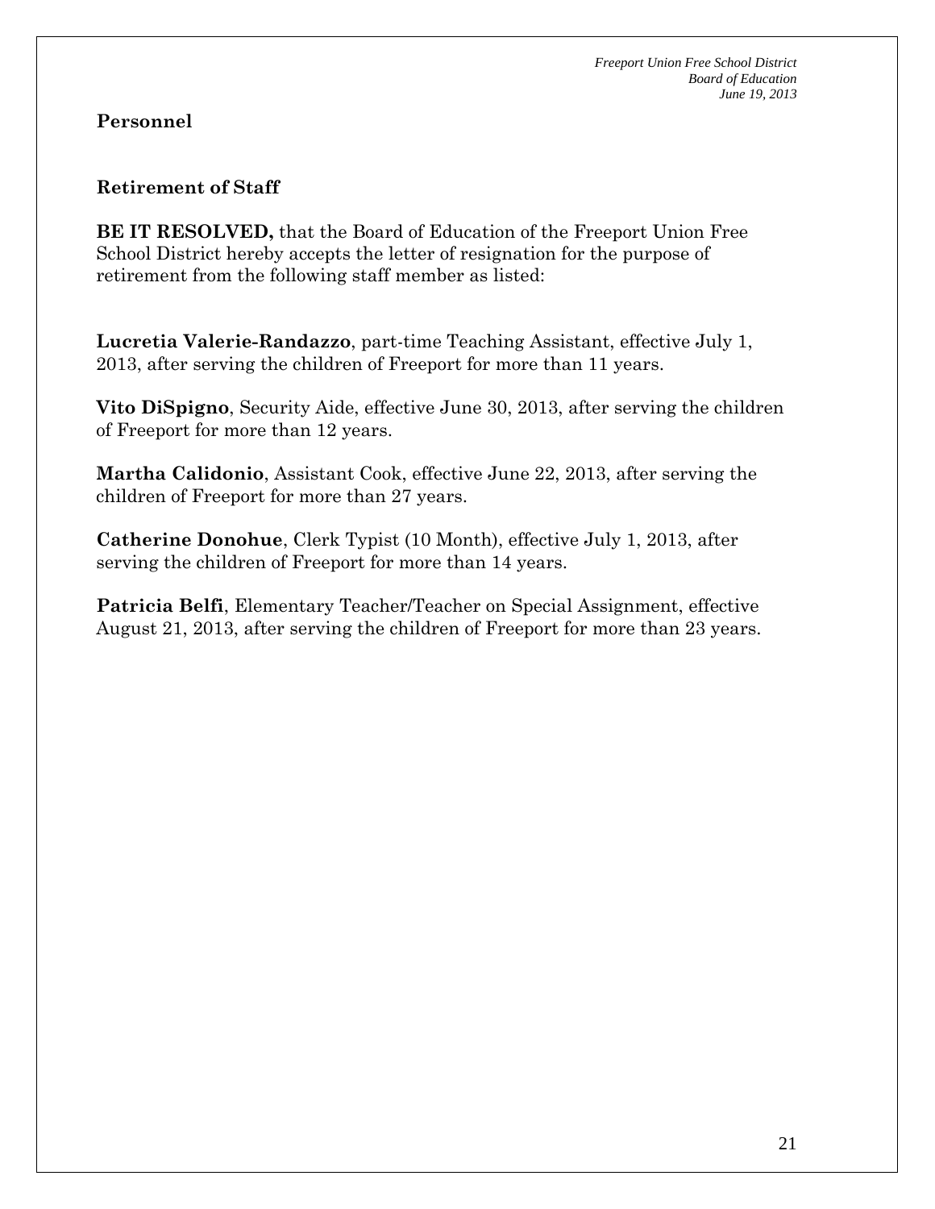## Personnel

### Retirement of Staff

**BE IT RESOLVED,** that the Board of Education of the Freeport Union Free School District hereby accepts the letter of resignation for the purpose of retirement from the following staff member as listed:

**Lucretia Valerie-Randazzo**, part-time Teaching Assistant, effective July 1, 2013, after serving the children of Freeport for more than 11 years.

**Vito DiSpigno**, Security Aide, effective June 30, 2013, after serving the children of Freeport for more than 12 years.

**Martha Calidonio**, Assistant Cook, effective June 22, 2013, after serving the children of Freeport for more than 27 years.

**Catherine Donohue**, Clerk Typist (10 Month), effective July 1, 2013, after serving the children of Freeport for more than 14 years.

**Patricia Belfi**, Elementary Teacher/Teacher on Special Assignment, effective August 21, 2013, after serving the children of Freeport for more than 23 years.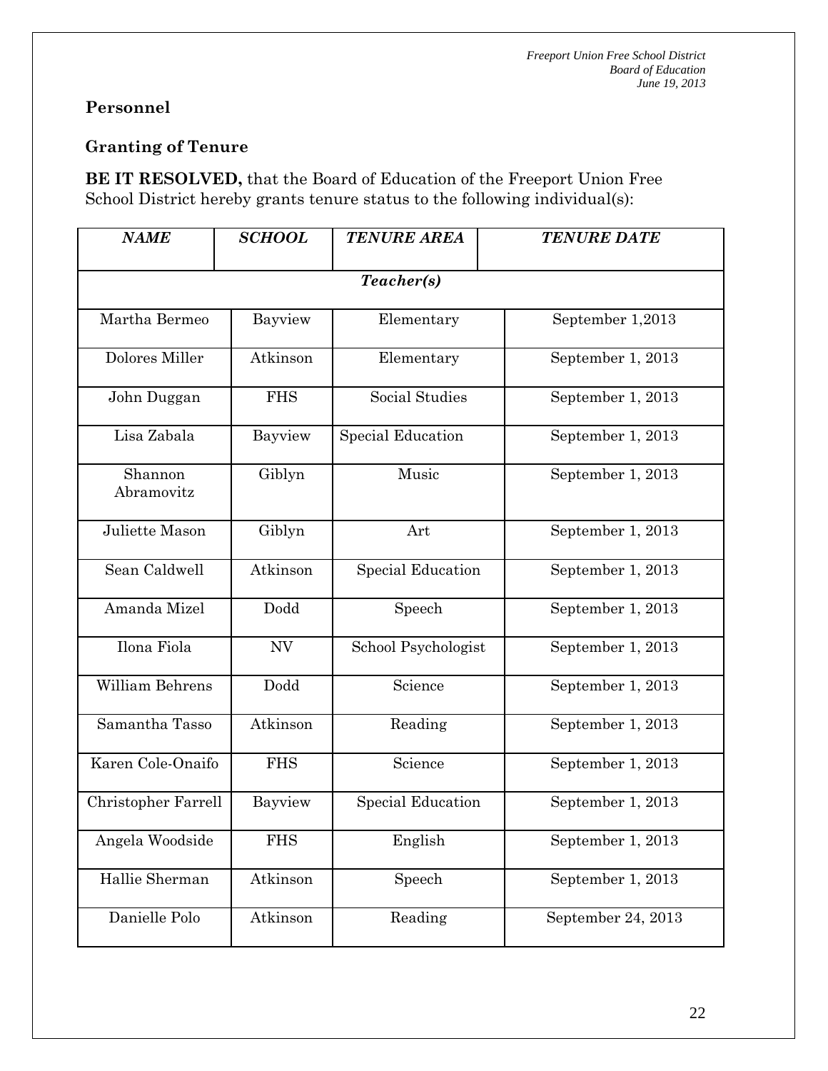## Personnel

### Granting of Tenure

**BE IT RESOLVED,** that the Board of Education of the Freeport Union Free School District hereby grants tenure status to the following individual(s):

| ***NAME*** | ***SCHOOL*** | ***TENURE AREA*** | ***TENURE DATE*** |
|---|---|---|---|
| ***Teacher(s)*** | | | |
| Martha Bermeo | Bayview | Elementary | September 1,2013 |
| Dolores Miller | Atkinson | Elementary | September 1, 2013 |
| John Duggan | FHS | Social Studies | September 1, 2013 |
| Lisa Zabala | Bayview | Special Education | September 1, 2013 |
| Shannon Abramovitz | Giblyn | Music | September 1, 2013 |
| Juliette Mason | Giblyn | Art | September 1, 2013 |
| Sean Caldwell | Atkinson | Special Education | September 1, 2013 |
| Amanda Mizel | Dodd | Speech | September 1, 2013 |
| Ilona Fiola | NV | School Psychologist | September 1, 2013 |
| William Behrens | Dodd | Science | September 1, 2013 |
| Samantha Tasso | Atkinson | Reading | September 1, 2013 |
| Karen Cole-Onaifo | FHS | Science | September 1, 2013 |
| Christopher Farrell | Bayview | Special Education | September 1, 2013 |
| Angela Woodside | FHS | English | September 1, 2013 |
| Hallie Sherman | Atkinson | Speech | September 1, 2013 |
| Danielle Polo | Atkinson | Reading | September 24, 2013 |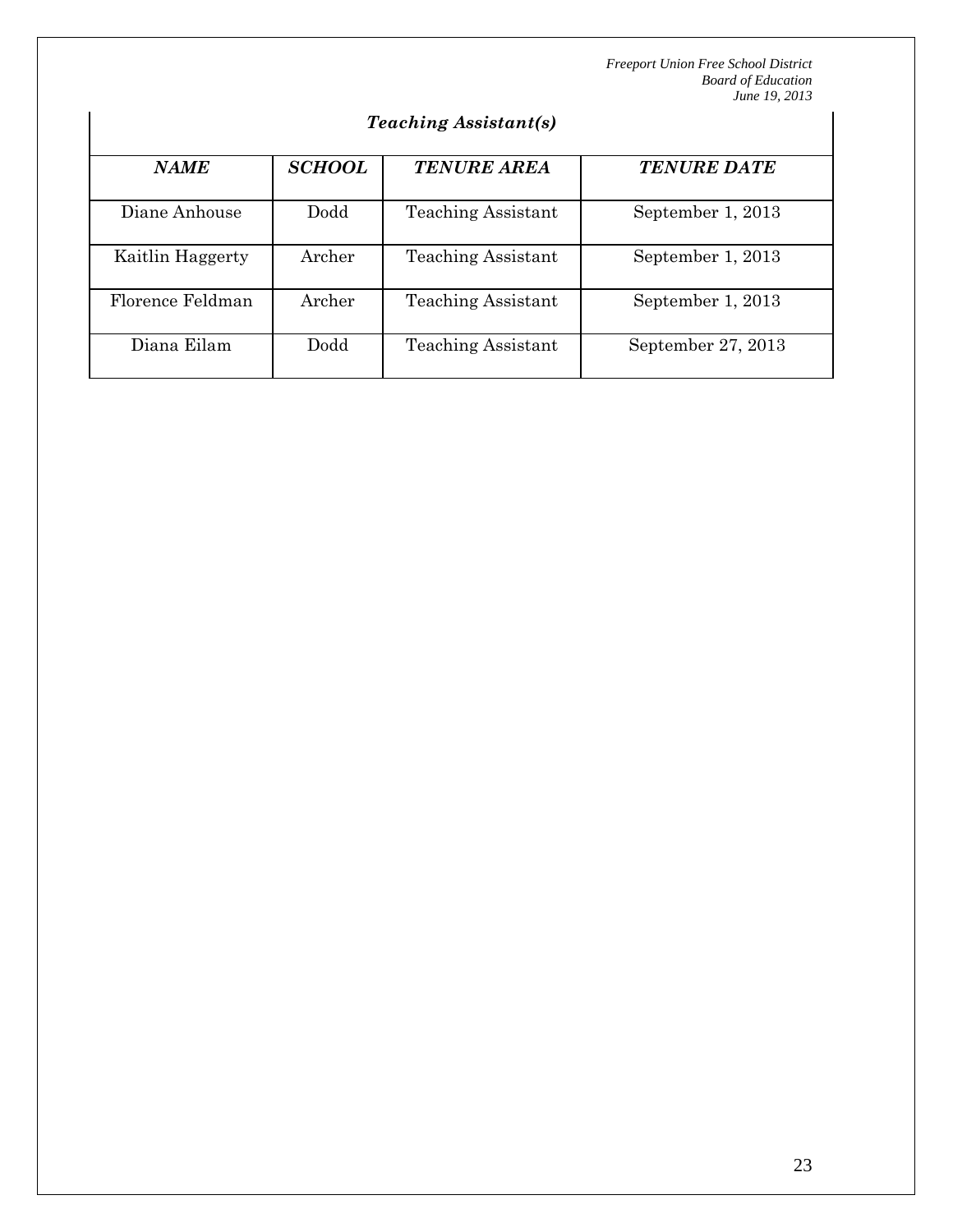### *Teaching Assistant(s)*

| ***NAME*** | ***SCHOOL*** | ***TENURE AREA*** | ***TENURE DATE*** |
|---|---|---|---|
| Diane Anhouse | Dodd | Teaching Assistant | September 1, 2013 |
| Kaitlin Haggerty | Archer | Teaching Assistant | September 1, 2013 |
| Florence Feldman | Archer | Teaching Assistant | September 1, 2013 |
| Diana Eilam | Dodd | Teaching Assistant | September 27, 2013 |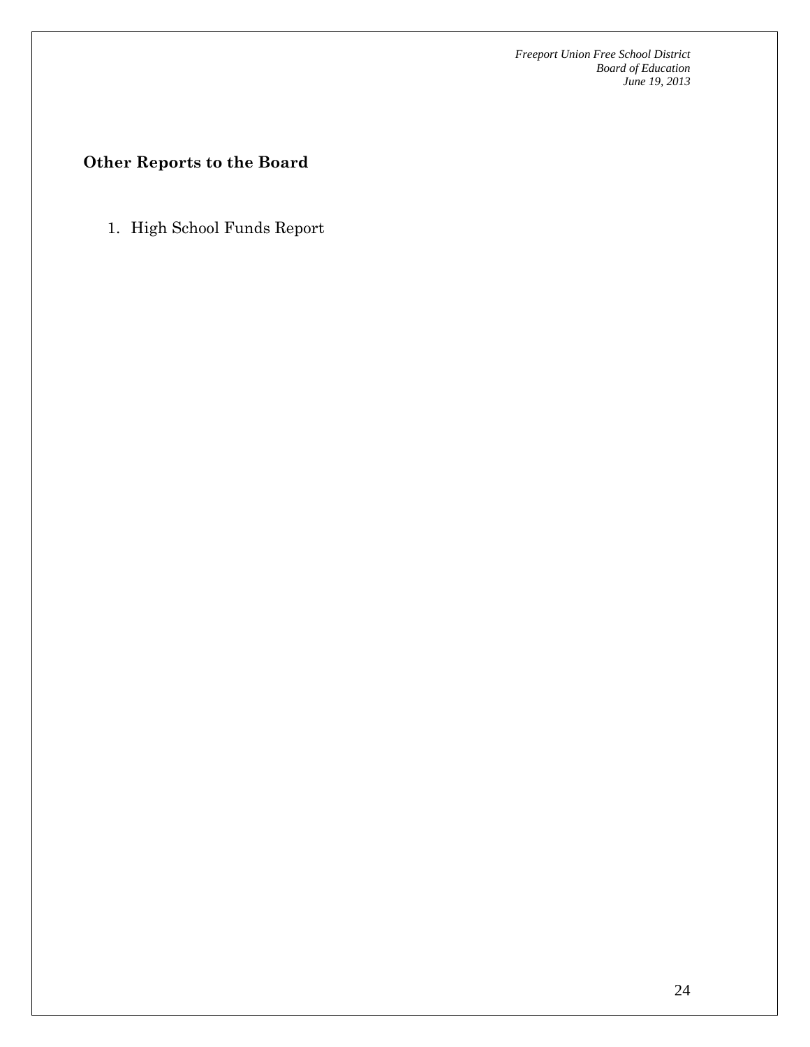**Other Reports to the Board**

1. High School Funds Report